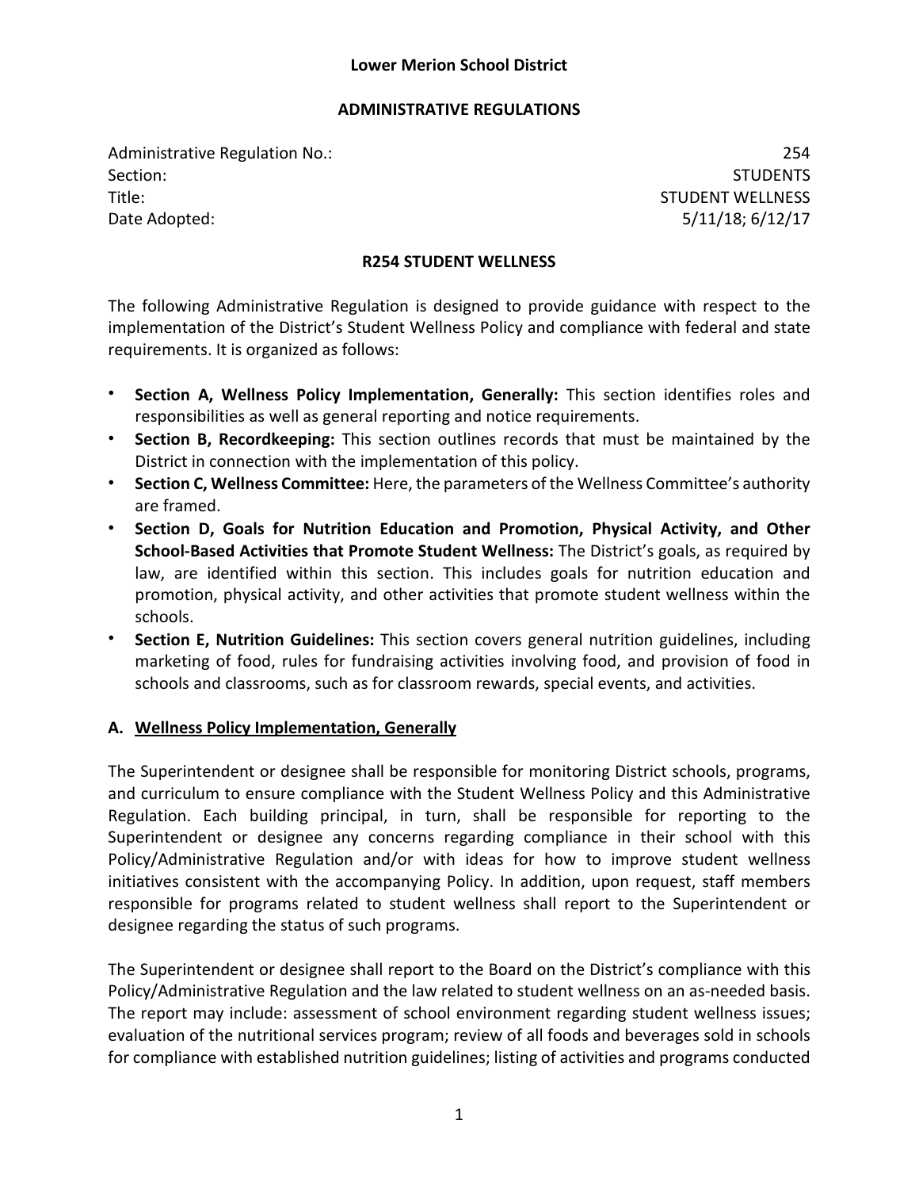**Lower Merion School District**

**ADMINISTRATIVE REGULATIONS**

| | |
|---|---|
| Administrative Regulation No.: | 254 |
| Section: | STUDENTS |
| Title: | STUDENT WELLNESS |
| Date Adopted: | 5/11/18; 6/12/17 |

**R254 STUDENT WELLNESS**

The following Administrative Regulation is designed to provide guidance with respect to the implementation of the District's Student Wellness Policy and compliance with federal and state requirements. It is organized as follows:

- **Section A, Wellness Policy Implementation, Generally:** This section identifies roles and responsibilities as well as general reporting and notice requirements.
- **Section B, Recordkeeping:** This section outlines records that must be maintained by the District in connection with the implementation of this policy.
- **Section C, Wellness Committee:** Here, the parameters of the Wellness Committee's authority are framed.
- **Section D, Goals for Nutrition Education and Promotion, Physical Activity, and Other School-Based Activities that Promote Student Wellness:** The District's goals, as required by law, are identified within this section. This includes goals for nutrition education and promotion, physical activity, and other activities that promote student wellness within the schools.
- **Section E, Nutrition Guidelines:** This section covers general nutrition guidelines, including marketing of food, rules for fundraising activities involving food, and provision of food in schools and classrooms, such as for classroom rewards, special events, and activities.

## A. Wellness Policy Implementation, Generally

The Superintendent or designee shall be responsible for monitoring District schools, programs, and curriculum to ensure compliance with the Student Wellness Policy and this Administrative Regulation. Each building principal, in turn, shall be responsible for reporting to the Superintendent or designee any concerns regarding compliance in their school with this Policy/Administrative Regulation and/or with ideas for how to improve student wellness initiatives consistent with the accompanying Policy. In addition, upon request, staff members responsible for programs related to student wellness shall report to the Superintendent or designee regarding the status of such programs.

The Superintendent or designee shall report to the Board on the District's compliance with this Policy/Administrative Regulation and the law related to student wellness on an as-needed basis. The report may include: assessment of school environment regarding student wellness issues; evaluation of the nutritional services program; review of all foods and beverages sold in schools for compliance with established nutrition guidelines; listing of activities and programs conducted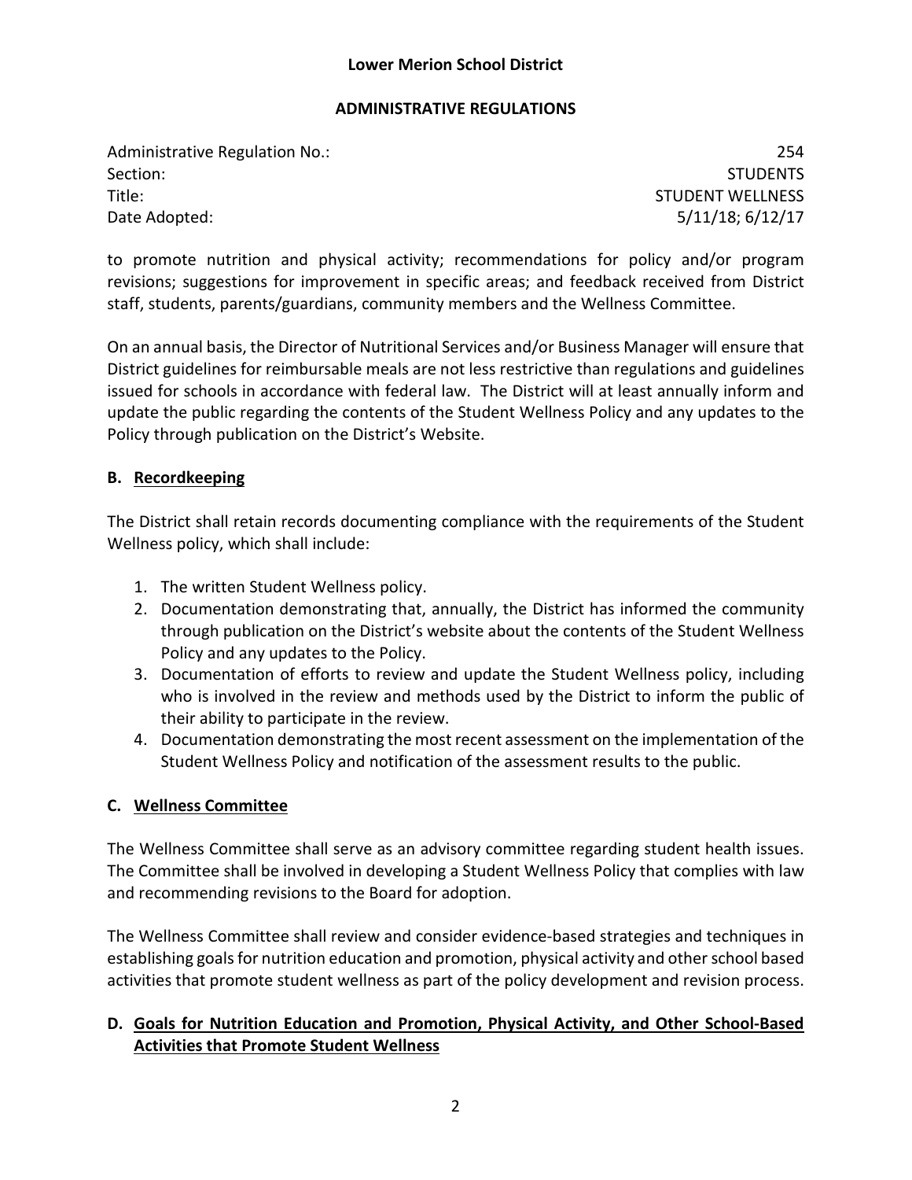to promote nutrition and physical activity; recommendations for policy and/or program revisions; suggestions for improvement in specific areas; and feedback received from District staff, students, parents/guardians, community members and the Wellness Committee.

On an annual basis, the Director of Nutritional Services and/or Business Manager will ensure that District guidelines for reimbursable meals are not less restrictive than regulations and guidelines issued for schools in accordance with federal law. The District will at least annually inform and update the public regarding the contents of the Student Wellness Policy and any updates to the Policy through publication on the District's Website.

## B. Recordkeeping

The District shall retain records documenting compliance with the requirements of the Student Wellness policy, which shall include:

1. The written Student Wellness policy.
2. Documentation demonstrating that, annually, the District has informed the community through publication on the District's website about the contents of the Student Wellness Policy and any updates to the Policy.
3. Documentation of efforts to review and update the Student Wellness policy, including who is involved in the review and methods used by the District to inform the public of their ability to participate in the review.
4. Documentation demonstrating the most recent assessment on the implementation of the Student Wellness Policy and notification of the assessment results to the public.

## C. Wellness Committee

The Wellness Committee shall serve as an advisory committee regarding student health issues. The Committee shall be involved in developing a Student Wellness Policy that complies with law and recommending revisions to the Board for adoption.

The Wellness Committee shall review and consider evidence-based strategies and techniques in establishing goals for nutrition education and promotion, physical activity and other school based activities that promote student wellness as part of the policy development and revision process.

## D. Goals for Nutrition Education and Promotion, Physical Activity, and Other School-Based Activities that Promote Student Wellness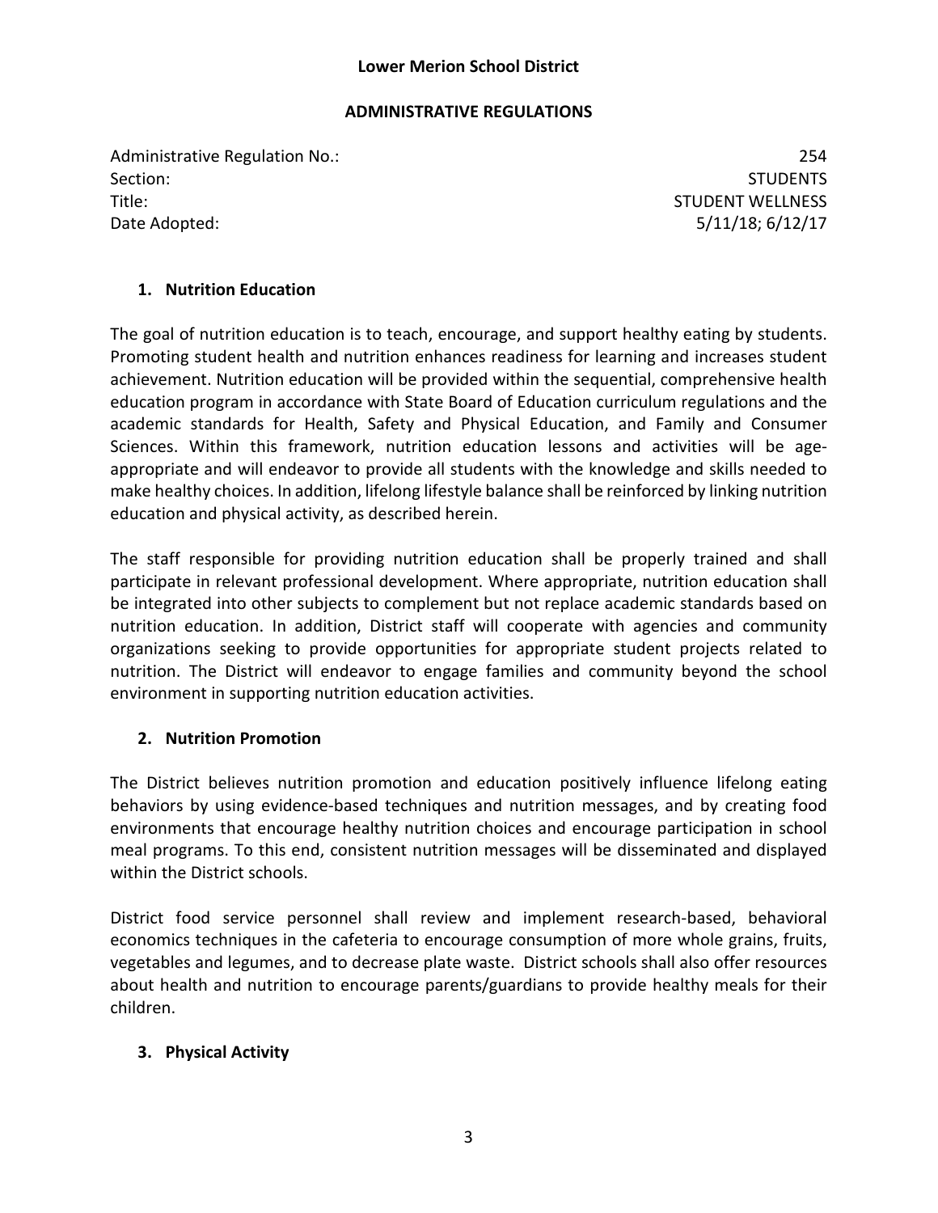**Lower Merion School District**

**ADMINISTRATIVE REGULATIONS**

| | |
|---|---|
| Administrative Regulation No.: | 254 |
| Section: | STUDENTS |
| Title: | STUDENT WELLNESS |
| Date Adopted: | 5/11/18; 6/12/17 |

### 1. Nutrition Education

The goal of nutrition education is to teach, encourage, and support healthy eating by students. Promoting student health and nutrition enhances readiness for learning and increases student achievement. Nutrition education will be provided within the sequential, comprehensive health education program in accordance with State Board of Education curriculum regulations and the academic standards for Health, Safety and Physical Education, and Family and Consumer Sciences. Within this framework, nutrition education lessons and activities will be age-appropriate and will endeavor to provide all students with the knowledge and skills needed to make healthy choices. In addition, lifelong lifestyle balance shall be reinforced by linking nutrition education and physical activity, as described herein.

The staff responsible for providing nutrition education shall be properly trained and shall participate in relevant professional development. Where appropriate, nutrition education shall be integrated into other subjects to complement but not replace academic standards based on nutrition education. In addition, District staff will cooperate with agencies and community organizations seeking to provide opportunities for appropriate student projects related to nutrition. The District will endeavor to engage families and community beyond the school environment in supporting nutrition education activities.

### 2. Nutrition Promotion

The District believes nutrition promotion and education positively influence lifelong eating behaviors by using evidence-based techniques and nutrition messages, and by creating food environments that encourage healthy nutrition choices and encourage participation in school meal programs. To this end, consistent nutrition messages will be disseminated and displayed within the District schools.

District food service personnel shall review and implement research-based, behavioral economics techniques in the cafeteria to encourage consumption of more whole grains, fruits, vegetables and legumes, and to decrease plate waste. District schools shall also offer resources about health and nutrition to encourage parents/guardians to provide healthy meals for their children.

### 3. Physical Activity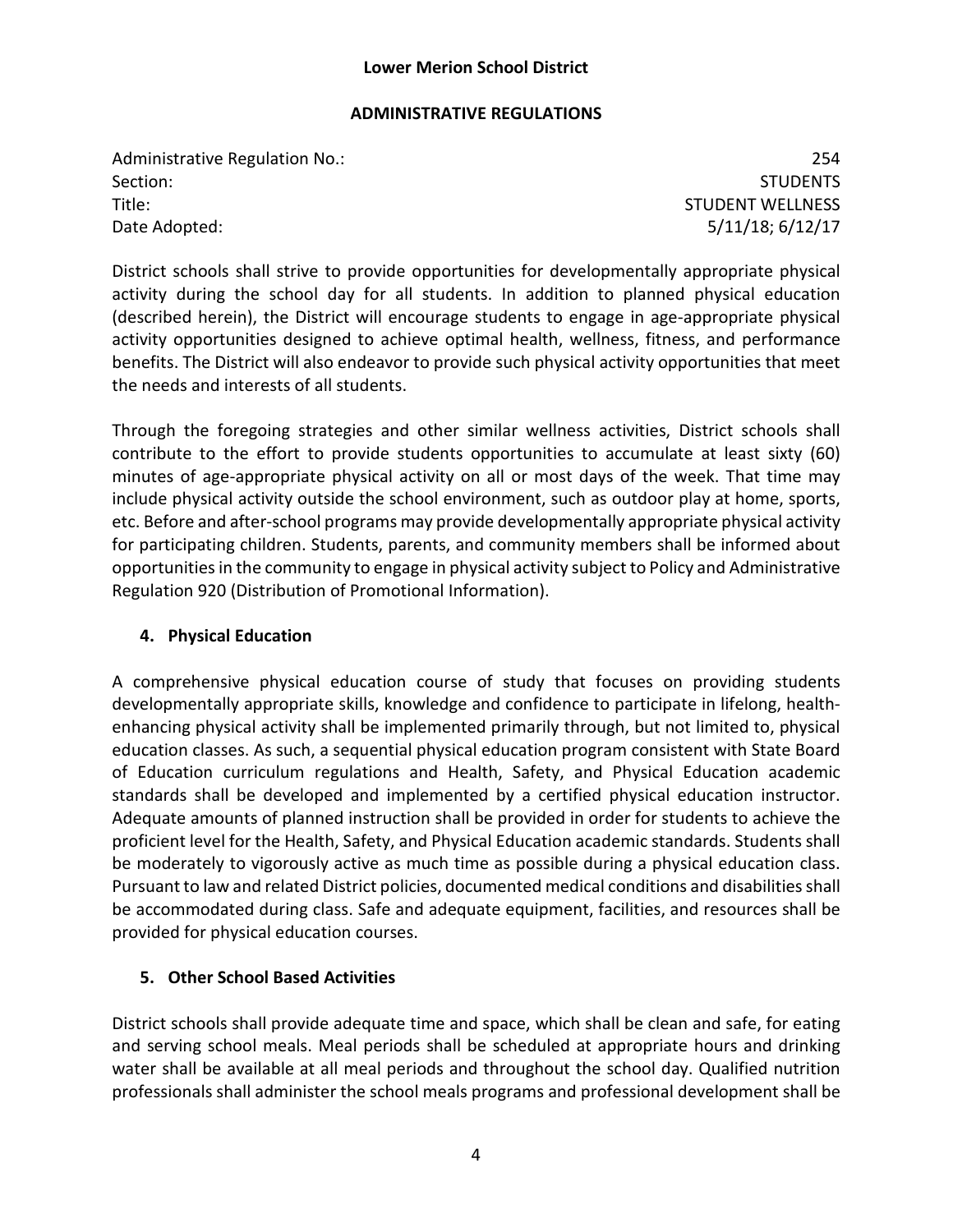District schools shall strive to provide opportunities for developmentally appropriate physical activity during the school day for all students. In addition to planned physical education (described herein), the District will encourage students to engage in age-appropriate physical activity opportunities designed to achieve optimal health, wellness, fitness, and performance benefits. The District will also endeavor to provide such physical activity opportunities that meet the needs and interests of all students.

Through the foregoing strategies and other similar wellness activities, District schools shall contribute to the effort to provide students opportunities to accumulate at least sixty (60) minutes of age-appropriate physical activity on all or most days of the week. That time may include physical activity outside the school environment, such as outdoor play at home, sports, etc. Before and after-school programs may provide developmentally appropriate physical activity for participating children. Students, parents, and community members shall be informed about opportunities in the community to engage in physical activity subject to Policy and Administrative Regulation 920 (Distribution of Promotional Information).

### 4. Physical Education

A comprehensive physical education course of study that focuses on providing students developmentally appropriate skills, knowledge and confidence to participate in lifelong, health-enhancing physical activity shall be implemented primarily through, but not limited to, physical education classes. As such, a sequential physical education program consistent with State Board of Education curriculum regulations and Health, Safety, and Physical Education academic standards shall be developed and implemented by a certified physical education instructor. Adequate amounts of planned instruction shall be provided in order for students to achieve the proficient level for the Health, Safety, and Physical Education academic standards. Students shall be moderately to vigorously active as much time as possible during a physical education class. Pursuant to law and related District policies, documented medical conditions and disabilities shall be accommodated during class. Safe and adequate equipment, facilities, and resources shall be provided for physical education courses.

### 5. Other School Based Activities

District schools shall provide adequate time and space, which shall be clean and safe, for eating and serving school meals. Meal periods shall be scheduled at appropriate hours and drinking water shall be available at all meal periods and throughout the school day. Qualified nutrition professionals shall administer the school meals programs and professional development shall be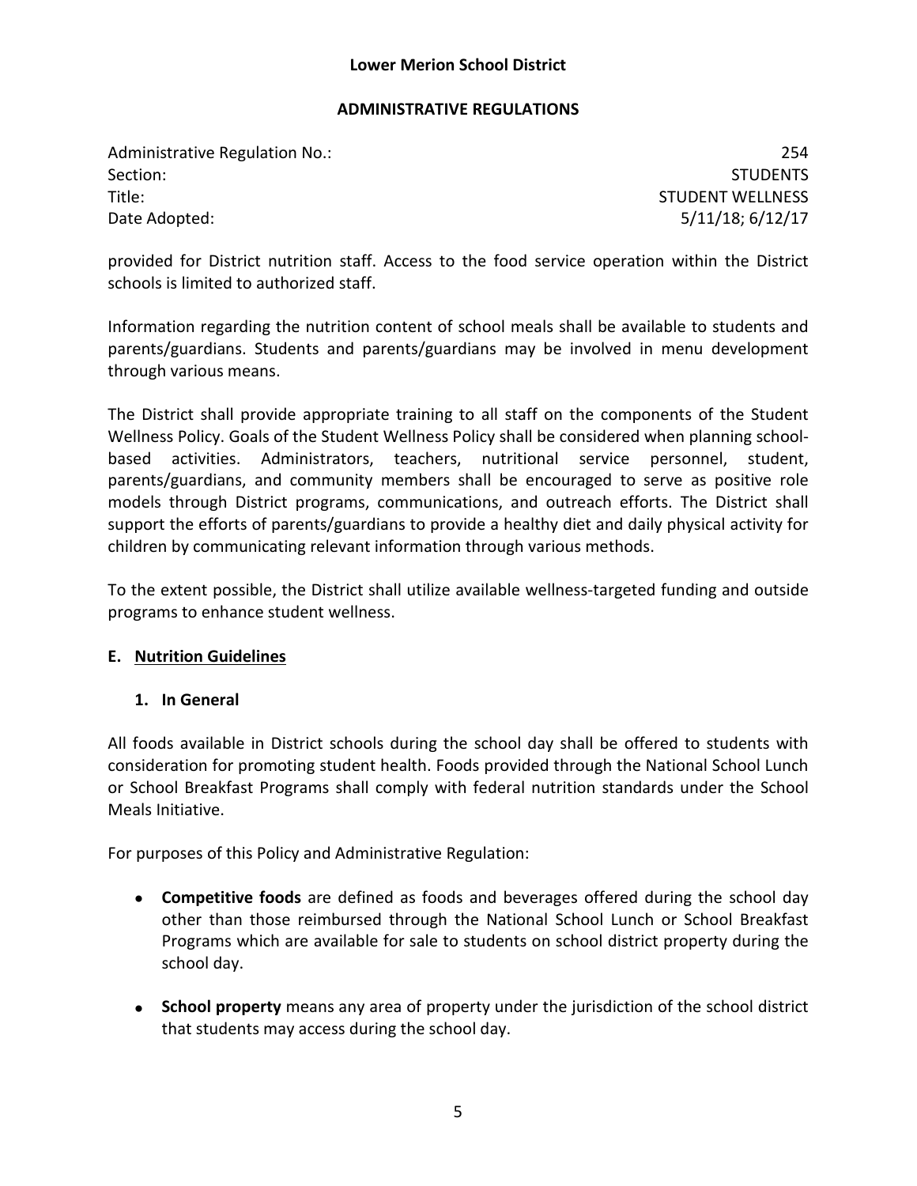provided for District nutrition staff. Access to the food service operation within the District schools is limited to authorized staff.

Information regarding the nutrition content of school meals shall be available to students and parents/guardians. Students and parents/guardians may be involved in menu development through various means.

The District shall provide appropriate training to all staff on the components of the Student Wellness Policy. Goals of the Student Wellness Policy shall be considered when planning school-based activities. Administrators, teachers, nutritional service personnel, student, parents/guardians, and community members shall be encouraged to serve as positive role models through District programs, communications, and outreach efforts. The District shall support the efforts of parents/guardians to provide a healthy diet and daily physical activity for children by communicating relevant information through various methods.

To the extent possible, the District shall utilize available wellness-targeted funding and outside programs to enhance student wellness.

## E. Nutrition Guidelines

### 1. In General

All foods available in District schools during the school day shall be offered to students with consideration for promoting student health. Foods provided through the National School Lunch or School Breakfast Programs shall comply with federal nutrition standards under the School Meals Initiative.

For purposes of this Policy and Administrative Regulation:

- **Competitive foods** are defined as foods and beverages offered during the school day other than those reimbursed through the National School Lunch or School Breakfast Programs which are available for sale to students on school district property during the school day.

- **School property** means any area of property under the jurisdiction of the school district that students may access during the school day.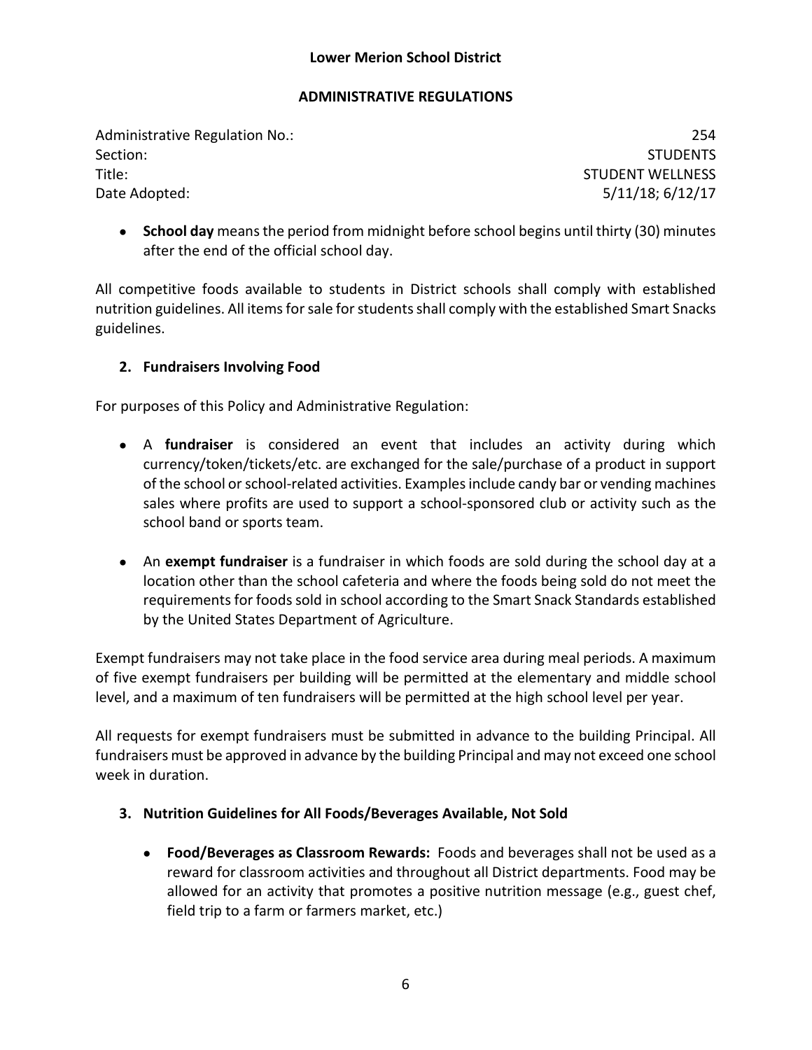- **School day** means the period from midnight before school begins until thirty (30) minutes after the end of the official school day.

All competitive foods available to students in District schools shall comply with established nutrition guidelines. All items for sale for students shall comply with the established Smart Snacks guidelines.

### 2. Fundraisers Involving Food

For purposes of this Policy and Administrative Regulation:

- A **fundraiser** is considered an event that includes an activity during which currency/token/tickets/etc. are exchanged for the sale/purchase of a product in support of the school or school-related activities. Examples include candy bar or vending machines sales where profits are used to support a school-sponsored club or activity such as the school band or sports team.

- An **exempt fundraiser** is a fundraiser in which foods are sold during the school day at a location other than the school cafeteria and where the foods being sold do not meet the requirements for foods sold in school according to the Smart Snack Standards established by the United States Department of Agriculture.

Exempt fundraisers may not take place in the food service area during meal periods. A maximum of five exempt fundraisers per building will be permitted at the elementary and middle school level, and a maximum of ten fundraisers will be permitted at the high school level per year.

All requests for exempt fundraisers must be submitted in advance to the building Principal. All fundraisers must be approved in advance by the building Principal and may not exceed one school week in duration.

### 3. Nutrition Guidelines for All Foods/Beverages Available, Not Sold

- **Food/Beverages as Classroom Rewards:** Foods and beverages shall not be used as a reward for classroom activities and throughout all District departments. Food may be allowed for an activity that promotes a positive nutrition message (e.g., guest chef, field trip to a farm or farmers market, etc.)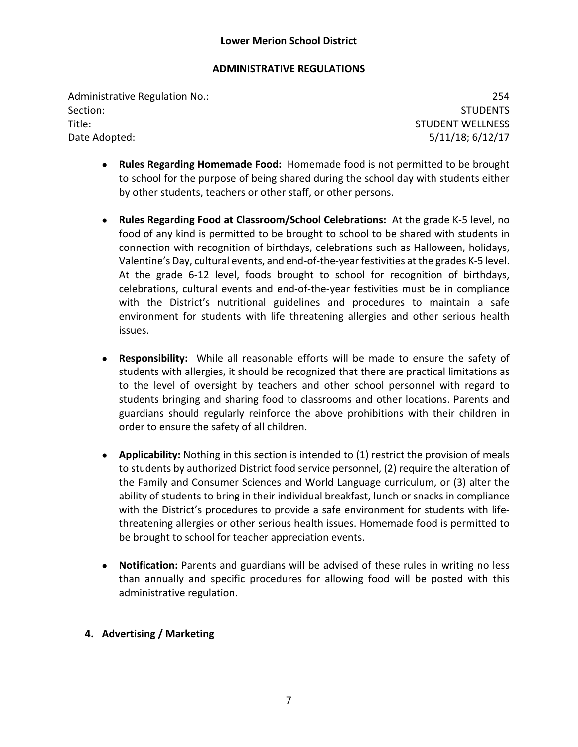- **Rules Regarding Homemade Food:** Homemade food is not permitted to be brought to school for the purpose of being shared during the school day with students either by other students, teachers or other staff, or other persons.

- **Rules Regarding Food at Classroom/School Celebrations:** At the grade K-5 level, no food of any kind is permitted to be brought to school to be shared with students in connection with recognition of birthdays, celebrations such as Halloween, holidays, Valentine's Day, cultural events, and end-of-the-year festivities at the grades K-5 level. At the grade 6-12 level, foods brought to school for recognition of birthdays, celebrations, cultural events and end-of-the-year festivities must be in compliance with the District's nutritional guidelines and procedures to maintain a safe environment for students with life threatening allergies and other serious health issues.

- **Responsibility:** While all reasonable efforts will be made to ensure the safety of students with allergies, it should be recognized that there are practical limitations as to the level of oversight by teachers and other school personnel with regard to students bringing and sharing food to classrooms and other locations. Parents and guardians should regularly reinforce the above prohibitions with their children in order to ensure the safety of all children.

- **Applicability:** Nothing in this section is intended to (1) restrict the provision of meals to students by authorized District food service personnel, (2) require the alteration of the Family and Consumer Sciences and World Language curriculum, or (3) alter the ability of students to bring in their individual breakfast, lunch or snacks in compliance with the District's procedures to provide a safe environment for students with life-threatening allergies or other serious health issues. Homemade food is permitted to be brought to school for teacher appreciation events.

- **Notification:** Parents and guardians will be advised of these rules in writing no less than annually and specific procedures for allowing food will be posted with this administrative regulation.

## 4. Advertising / Marketing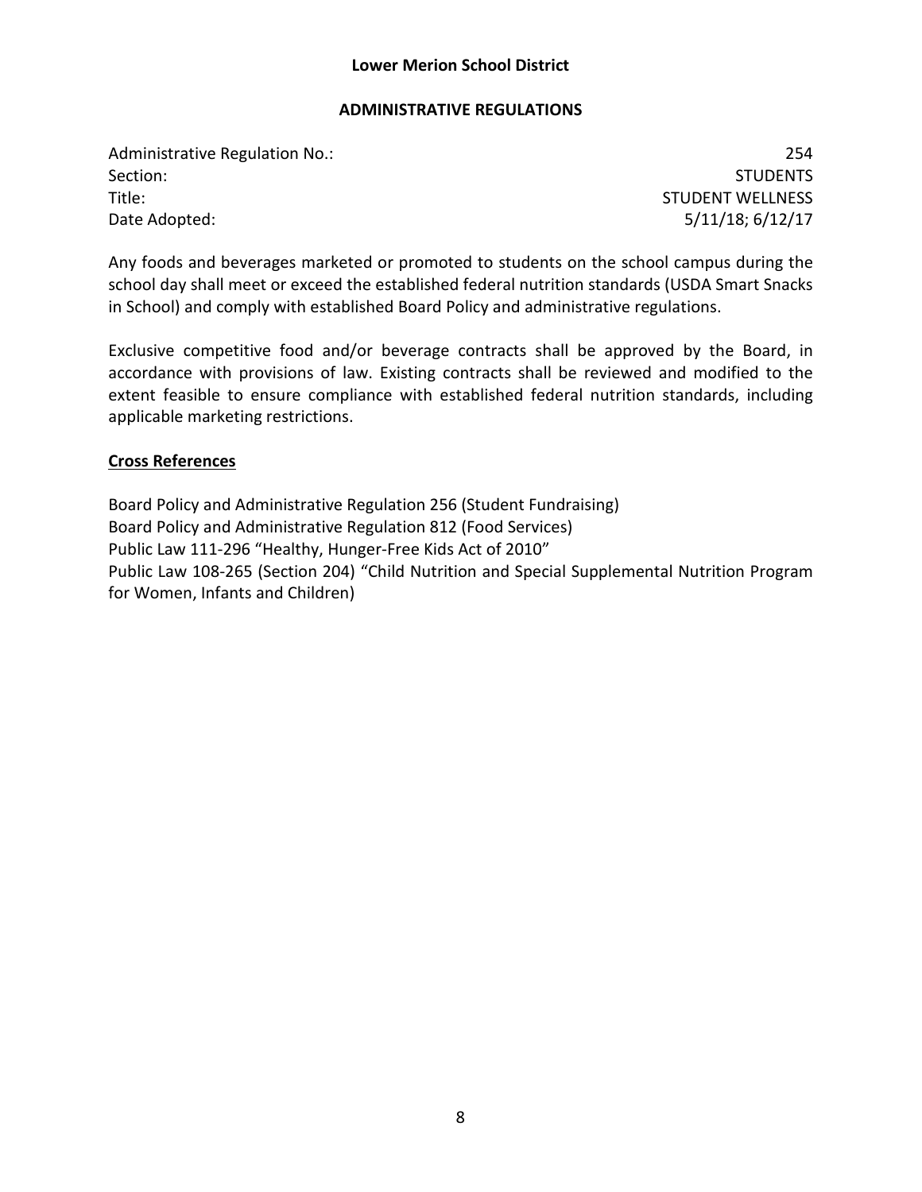**Lower Merion School District**

**ADMINISTRATIVE REGULATIONS**

| | |
|---|---|
| Administrative Regulation No.: | 254 |
| Section: | STUDENTS |
| Title: | STUDENT WELLNESS |
| Date Adopted: | 5/11/18; 6/12/17 |

Any foods and beverages marketed or promoted to students on the school campus during the school day shall meet or exceed the established federal nutrition standards (USDA Smart Snacks in School) and comply with established Board Policy and administrative regulations.

Exclusive competitive food and/or beverage contracts shall be approved by the Board, in accordance with provisions of law. Existing contracts shall be reviewed and modified to the extent feasible to ensure compliance with established federal nutrition standards, including applicable marketing restrictions.

**Cross References**

Board Policy and Administrative Regulation 256 (Student Fundraising)
Board Policy and Administrative Regulation 812 (Food Services)
Public Law 111-296 "Healthy, Hunger-Free Kids Act of 2010"
Public Law 108-265 (Section 204) "Child Nutrition and Special Supplemental Nutrition Program for Women, Infants and Children)